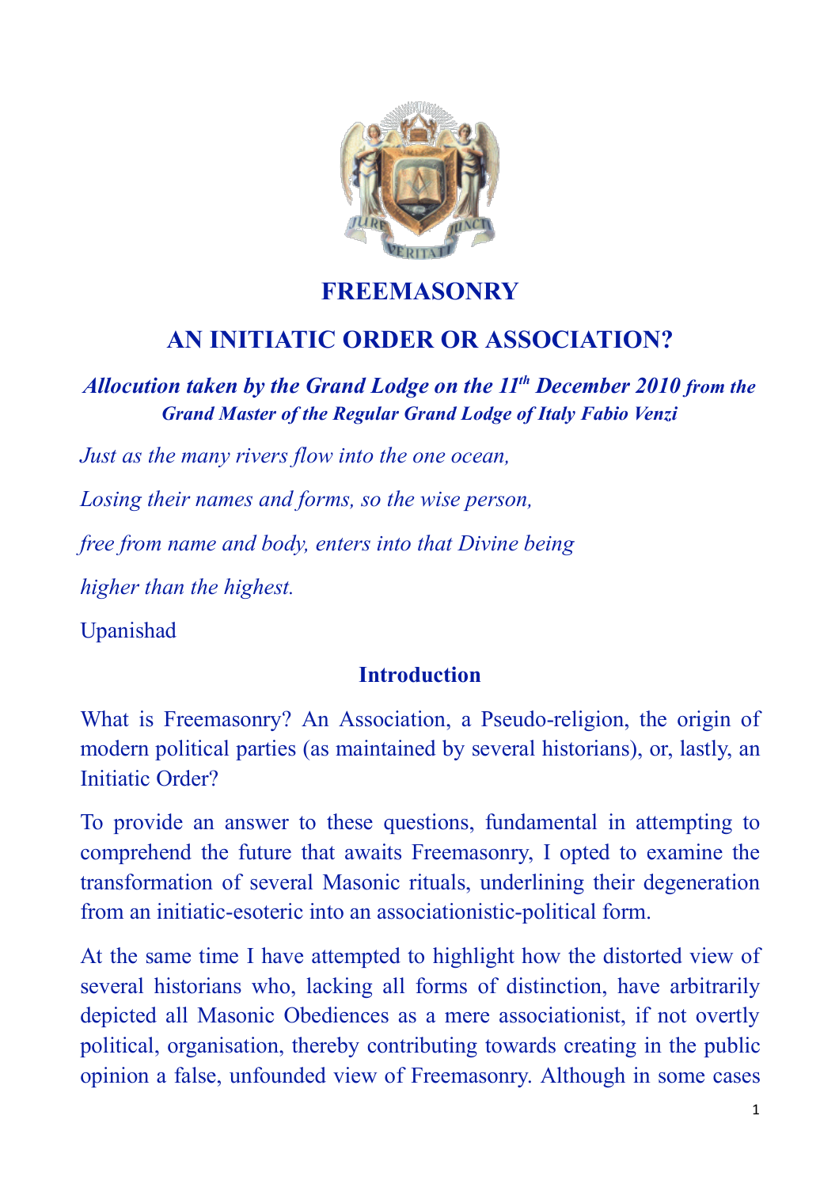# FREEMASONRY

## AN INITIATIC ORDER OR ASSOCIATION?

***Allocution taken by the Grand Lodge on the 11th December 2010 from the Grand Master of the Regular Grand Lodge of Italy Fabio Venzi***

*Just as the many rivers flow into the one ocean,*

*Losing their names and forms, so the wise person,*

*free from name and body, enters into that Divine being*

*higher than the highest.*

Upanishad

### Introduction

What is Freemasonry? An Association, a Pseudo-religion, the origin of modern political parties (as maintained by several historians), or, lastly, an Initiatic Order?

To provide an answer to these questions, fundamental in attempting to comprehend the future that awaits Freemasonry, I opted to examine the transformation of several Masonic rituals, underlining their degeneration from an initiatic-esoteric into an associationistic-political form.

At the same time I have attempted to highlight how the distorted view of several historians who, lacking all forms of distinction, have arbitrarily depicted all Masonic Obediences as a mere associationist, if not overtly political, organisation, thereby contributing towards creating in the public opinion a false, unfounded view of Freemasonry. Although in some cases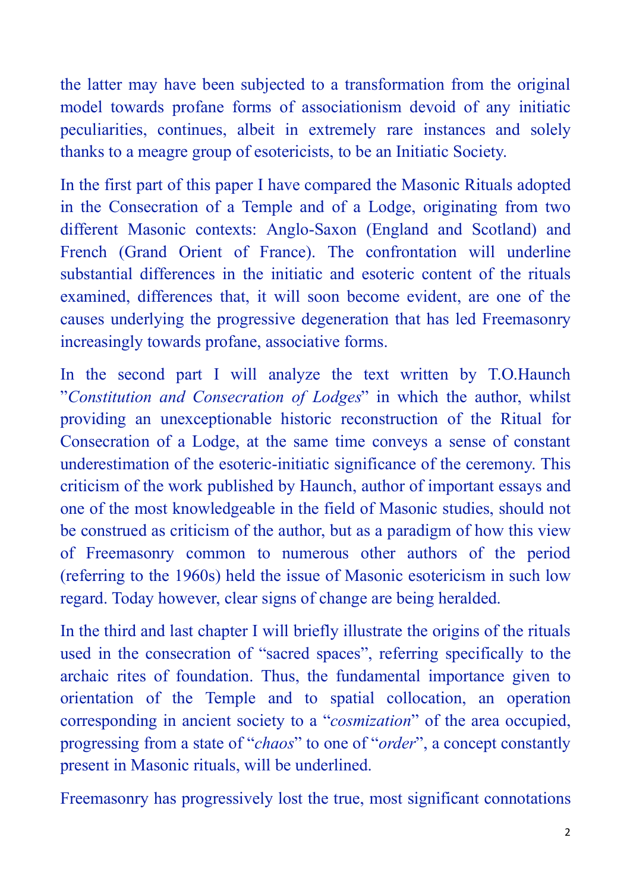the latter may have been subjected to a transformation from the original model towards profane forms of associationism devoid of any initiatic peculiarities, continues, albeit in extremely rare instances and solely thanks to a meagre group of esotericists, to be an Initiatic Society.

In the first part of this paper I have compared the Masonic Rituals adopted in the Consecration of a Temple and of a Lodge, originating from two different Masonic contexts: Anglo-Saxon (England and Scotland) and French (Grand Orient of France). The confrontation will underline substantial differences in the initiatic and esoteric content of the rituals examined, differences that, it will soon become evident, are one of the causes underlying the progressive degeneration that has led Freemasonry increasingly towards profane, associative forms.

In the second part I will analyze the text written by T.O.Haunch "*Constitution and Consecration of Lodges*" in which the author, whilst providing an unexceptionable historic reconstruction of the Ritual for Consecration of a Lodge, at the same time conveys a sense of constant underestimation of the esoteric-initiatic significance of the ceremony. This criticism of the work published by Haunch, author of important essays and one of the most knowledgeable in the field of Masonic studies, should not be construed as criticism of the author, but as a paradigm of how this view of Freemasonry common to numerous other authors of the period (referring to the 1960s) held the issue of Masonic esotericism in such low regard. Today however, clear signs of change are being heralded.

In the third and last chapter I will briefly illustrate the origins of the rituals used in the consecration of "sacred spaces", referring specifically to the archaic rites of foundation. Thus, the fundamental importance given to orientation of the Temple and to spatial collocation, an operation corresponding in ancient society to a "*cosmization*" of the area occupied, progressing from a state of "*chaos*" to one of "*order*", a concept constantly present in Masonic rituals, will be underlined.

Freemasonry has progressively lost the true, most significant connotations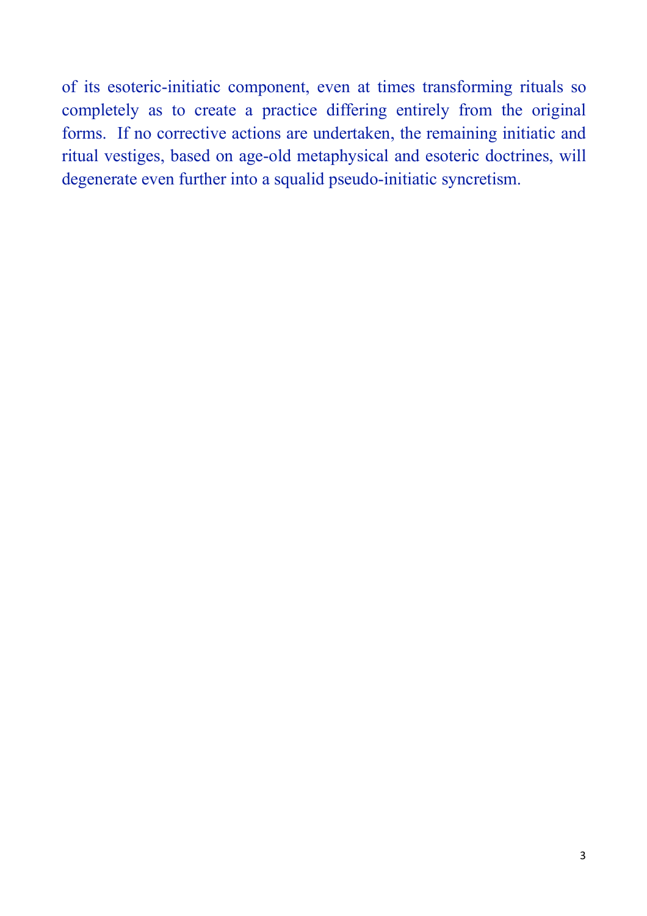of its esoteric-initiatic component, even at times transforming rituals so completely as to create a practice differing entirely from the original forms. If no corrective actions are undertaken, the remaining initiatic and ritual vestiges, based on age-old metaphysical and esoteric doctrines, will degenerate even further into a squalid pseudo-initiatic syncretism.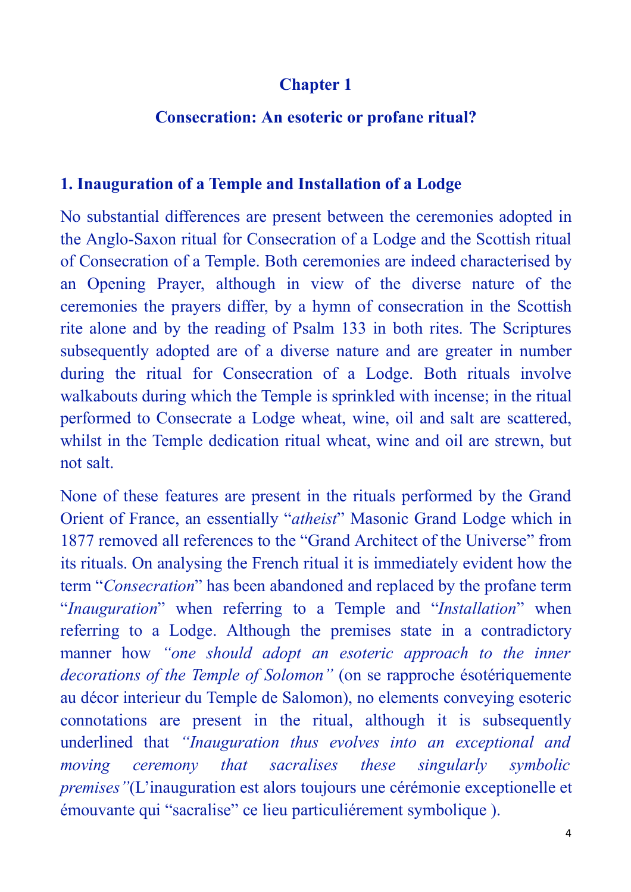## Chapter 1

## Consecration: An esoteric or profane ritual?

### 1. Inauguration of a Temple and Installation of a Lodge

No substantial differences are present between the ceremonies adopted in the Anglo-Saxon ritual for Consecration of a Lodge and the Scottish ritual of Consecration of a Temple. Both ceremonies are indeed characterised by an Opening Prayer, although in view of the diverse nature of the ceremonies the prayers differ, by a hymn of consecration in the Scottish rite alone and by the reading of Psalm 133 in both rites. The Scriptures subsequently adopted are of a diverse nature and are greater in number during the ritual for Consecration of a Lodge. Both rituals involve walkabouts during which the Temple is sprinkled with incense; in the ritual performed to Consecrate a Lodge wheat, wine, oil and salt are scattered, whilst in the Temple dedication ritual wheat, wine and oil are strewn, but not salt.

None of these features are present in the rituals performed by the Grand Orient of France, an essentially "*atheist*" Masonic Grand Lodge which in 1877 removed all references to the "Grand Architect of the Universe" from its rituals. On analysing the French ritual it is immediately evident how the term "*Consecration*" has been abandoned and replaced by the profane term "*Inauguration*" when referring to a Temple and "*Installation*" when referring to a Lodge. Although the premises state in a contradictory manner how *"one should adopt an esoteric approach to the inner decorations of the Temple of Solomon"* (on se rapproche ésotériquemente au décor interieur du Temple de Salomon), no elements conveying esoteric connotations are present in the ritual, although it is subsequently underlined that *"Inauguration thus evolves into an exceptional and moving ceremony that sacralises these singularly symbolic premises"*(L'inauguration est alors toujours une cérémonie exceptionelle et émouvante qui "sacralise" ce lieu particuliérement symbolique ).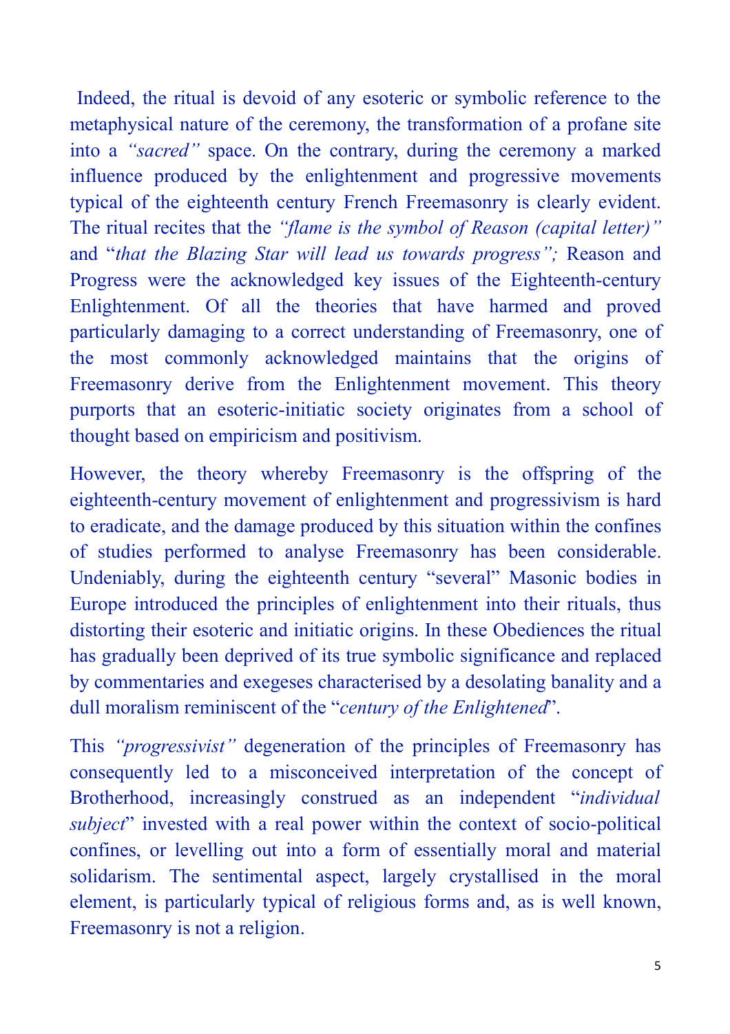Indeed, the ritual is devoid of any esoteric or symbolic reference to the metaphysical nature of the ceremony, the transformation of a profane site into a *"sacred"* space. On the contrary, during the ceremony a marked influence produced by the enlightenment and progressive movements typical of the eighteenth century French Freemasonry is clearly evident. The ritual recites that the *"flame is the symbol of Reason (capital letter)"* and "*that the Blazing Star will lead us towards progress";* Reason and Progress were the acknowledged key issues of the Eighteenth-century Enlightenment. Of all the theories that have harmed and proved particularly damaging to a correct understanding of Freemasonry, one of the most commonly acknowledged maintains that the origins of Freemasonry derive from the Enlightenment movement. This theory purports that an esoteric-initiatic society originates from a school of thought based on empiricism and positivism.

However, the theory whereby Freemasonry is the offspring of the eighteenth-century movement of enlightenment and progressivism is hard to eradicate, and the damage produced by this situation within the confines of studies performed to analyse Freemasonry has been considerable. Undeniably, during the eighteenth century "several" Masonic bodies in Europe introduced the principles of enlightenment into their rituals, thus distorting their esoteric and initiatic origins. In these Obediences the ritual has gradually been deprived of its true symbolic significance and replaced by commentaries and exegeses characterised by a desolating banality and a dull moralism reminiscent of the "*century of the Enlightened*".

This *"progressivist"* degeneration of the principles of Freemasonry has consequently led to a misconceived interpretation of the concept of Brotherhood, increasingly construed as an independent "*individual subject*" invested with a real power within the context of socio-political confines, or levelling out into a form of essentially moral and material solidarism. The sentimental aspect, largely crystallised in the moral element, is particularly typical of religious forms and, as is well known, Freemasonry is not a religion.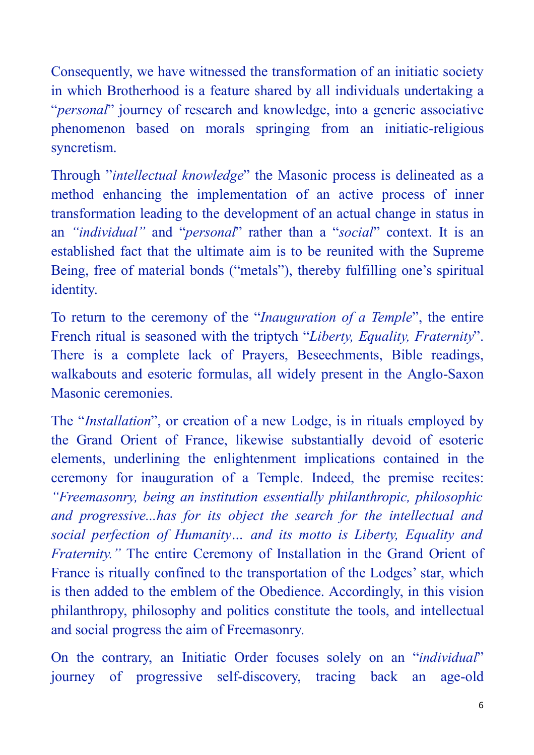Consequently, we have witnessed the transformation of an initiatic society in which Brotherhood is a feature shared by all individuals undertaking a "*personal*" journey of research and knowledge, into a generic associative phenomenon based on morals springing from an initiatic-religious syncretism.

Through "*intellectual knowledge*" the Masonic process is delineated as a method enhancing the implementation of an active process of inner transformation leading to the development of an actual change in status in an *"individual"* and "*personal*" rather than a "*social*" context. It is an established fact that the ultimate aim is to be reunited with the Supreme Being, free of material bonds ("metals"), thereby fulfilling one's spiritual identity.

To return to the ceremony of the "*Inauguration of a Temple*", the entire French ritual is seasoned with the triptych "*Liberty, Equality, Fraternity*". There is a complete lack of Prayers, Beseechments, Bible readings, walkabouts and esoteric formulas, all widely present in the Anglo-Saxon Masonic ceremonies.

The "*Installation*", or creation of a new Lodge, is in rituals employed by the Grand Orient of France, likewise substantially devoid of esoteric elements, underlining the enlightenment implications contained in the ceremony for inauguration of a Temple. Indeed, the premise recites: *"Freemasonry, being an institution essentially philanthropic, philosophic and progressive...has for its object the search for the intellectual and social perfection of Humanity… and its motto is Liberty, Equality and Fraternity."* The entire Ceremony of Installation in the Grand Orient of France is ritually confined to the transportation of the Lodges' star, which is then added to the emblem of the Obedience. Accordingly, in this vision philanthropy, philosophy and politics constitute the tools, and intellectual and social progress the aim of Freemasonry.

On the contrary, an Initiatic Order focuses solely on an "*individual*" journey of progressive self-discovery, tracing back an age-old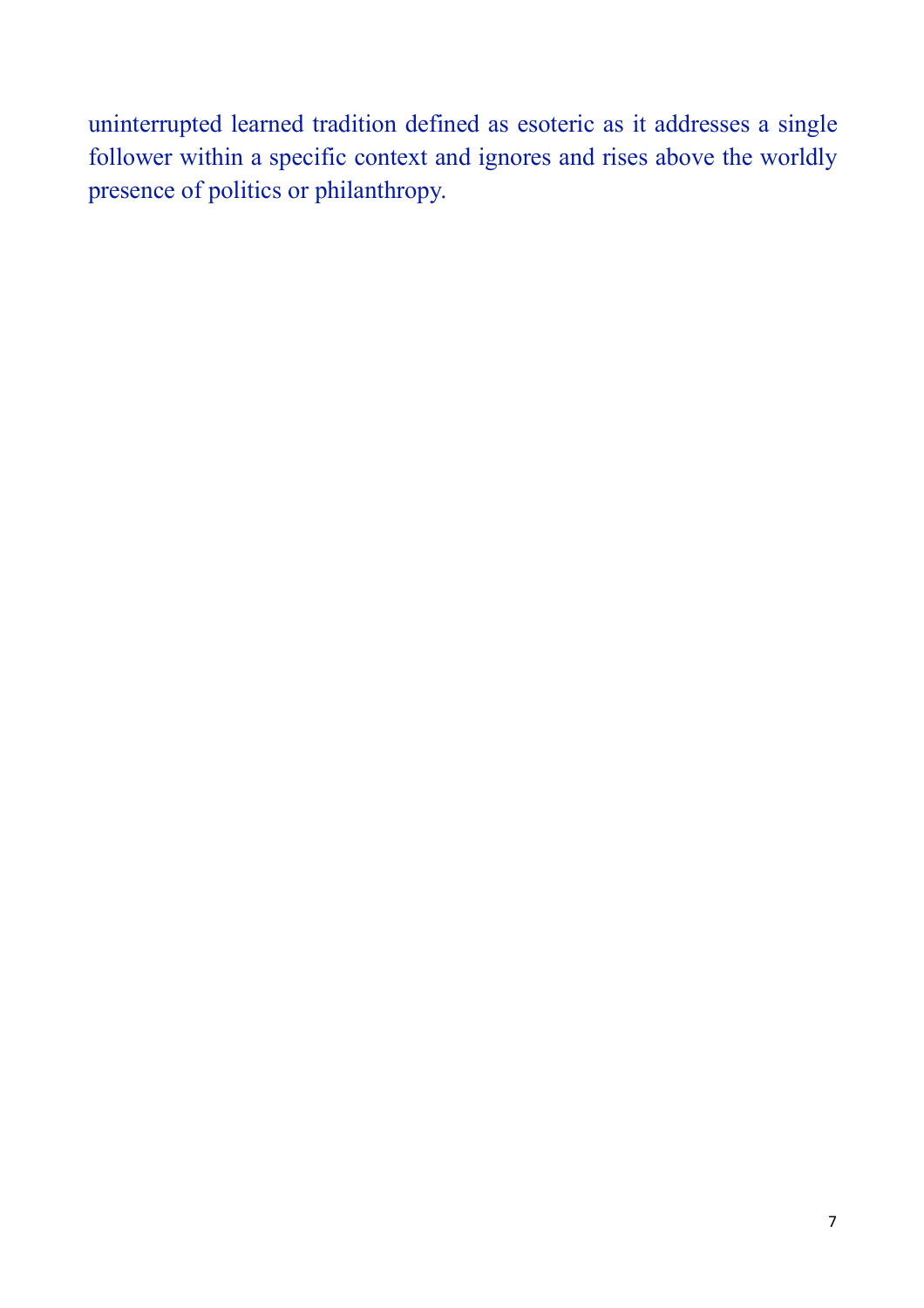uninterrupted learned tradition defined as esoteric as it addresses a single follower within a specific context and ignores and rises above the worldly presence of politics or philanthropy.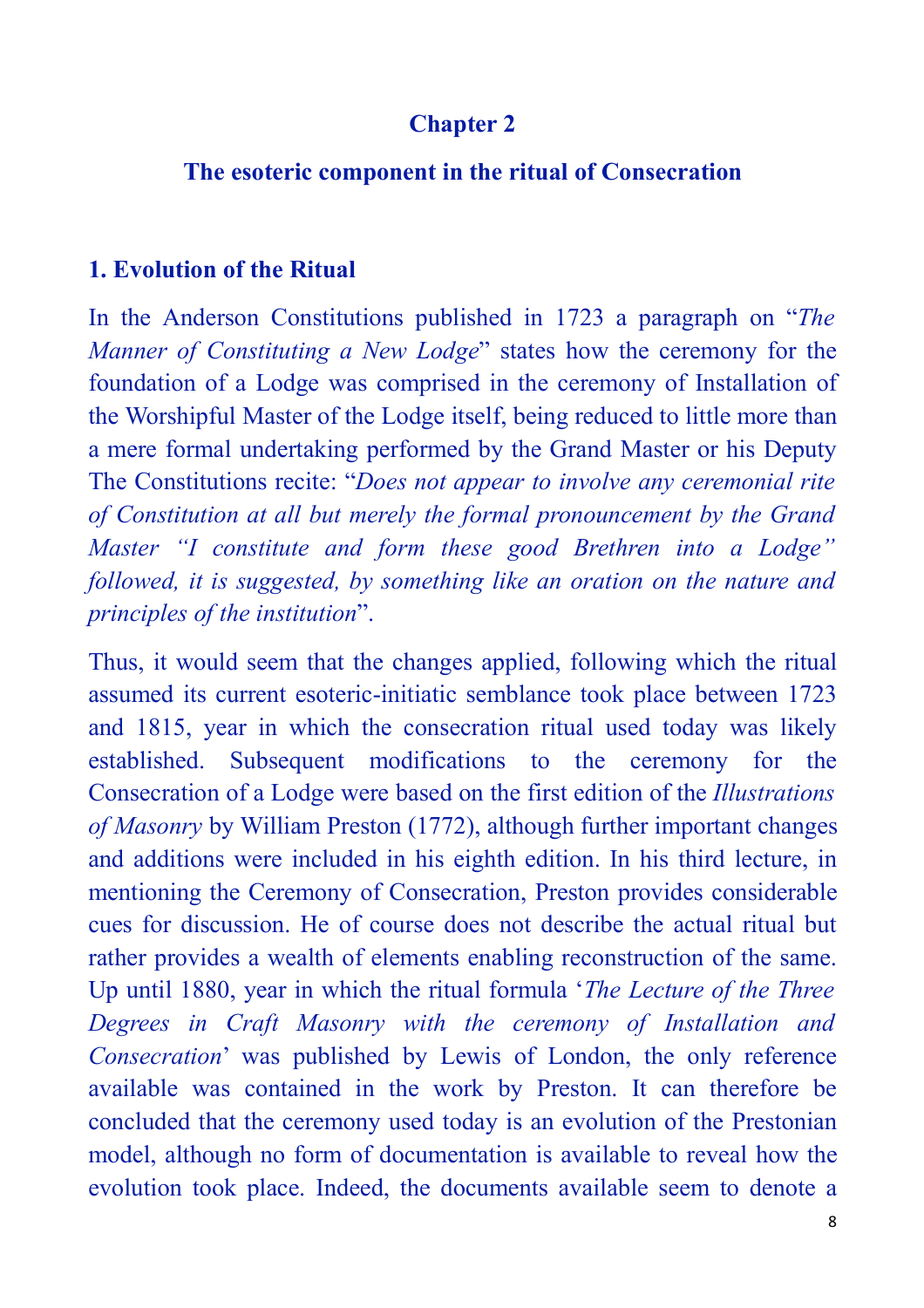## Chapter 2

## The esoteric component in the ritual of Consecration

### 1. Evolution of the Ritual

In the Anderson Constitutions published in 1723 a paragraph on "*The Manner of Constituting a New Lodge*" states how the ceremony for the foundation of a Lodge was comprised in the ceremony of Installation of the Worshipful Master of the Lodge itself, being reduced to little more than a mere formal undertaking performed by the Grand Master or his Deputy The Constitutions recite: "*Does not appear to involve any ceremonial rite of Constitution at all but merely the formal pronouncement by the Grand Master "I constitute and form these good Brethren into a Lodge" followed, it is suggested, by something like an oration on the nature and principles of the institution*".

Thus, it would seem that the changes applied, following which the ritual assumed its current esoteric-initiatic semblance took place between 1723 and 1815, year in which the consecration ritual used today was likely established. Subsequent modifications to the ceremony for the Consecration of a Lodge were based on the first edition of the *Illustrations of Masonry* by William Preston (1772), although further important changes and additions were included in his eighth edition. In his third lecture, in mentioning the Ceremony of Consecration, Preston provides considerable cues for discussion. He of course does not describe the actual ritual but rather provides a wealth of elements enabling reconstruction of the same. Up until 1880, year in which the ritual formula '*The Lecture of the Three Degrees in Craft Masonry with the ceremony of Installation and Consecration*' was published by Lewis of London, the only reference available was contained in the work by Preston. It can therefore be concluded that the ceremony used today is an evolution of the Prestonian model, although no form of documentation is available to reveal how the evolution took place. Indeed, the documents available seem to denote a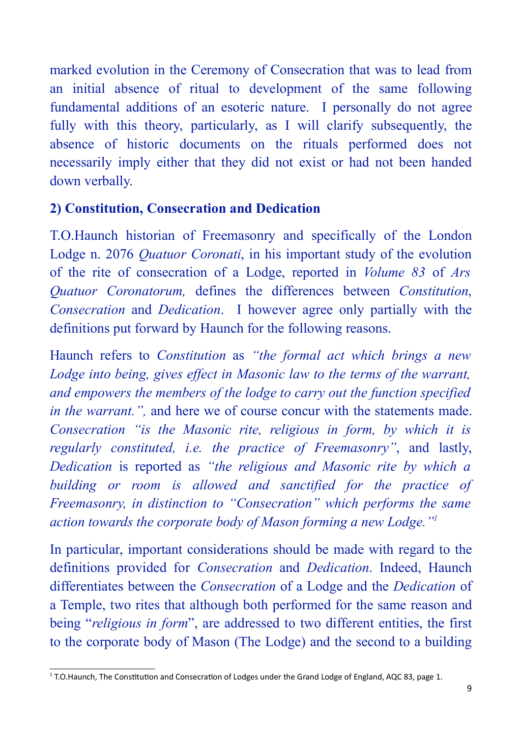marked evolution in the Ceremony of Consecration that was to lead from an initial absence of ritual to development of the same following fundamental additions of an esoteric nature. I personally do not agree fully with this theory, particularly, as I will clarify subsequently, the absence of historic documents on the rituals performed does not necessarily imply either that they did not exist or had not been handed down verbally.

**2) Constitution, Consecration and Dedication**

T.O.Haunch historian of Freemasonry and specifically of the London Lodge n. 2076 *Quatuor Coronati*, in his important study of the evolution of the rite of consecration of a Lodge, reported in *Volume 83* of *Ars Quatuor Coronatorum,* defines the differences between *Constitution*, *Consecration* and *Dedication*. I however agree only partially with the definitions put forward by Haunch for the following reasons.

Haunch refers to *Constitution* as *"the formal act which brings a new Lodge into being, gives effect in Masonic law to the terms of the warrant, and empowers the members of the lodge to carry out the function specified in the warrant.",* and here we of course concur with the statements made. *Consecration "is the Masonic rite, religious in form, by which it is regularly constituted, i.e. the practice of Freemasonry"*, and lastly, *Dedication* is reported as *"the religious and Masonic rite by which a building or room is allowed and sanctified for the practice of Freemasonry, in distinction to "Consecration" which performs the same action towards the corporate body of Mason forming a new Lodge."*[1]

In particular, important considerations should be made with regard to the definitions provided for *Consecration* and *Dedication*. Indeed, Haunch differentiates between the *Consecration* of a Lodge and the *Dedication* of a Temple, two rites that although both performed for the same reason and being "*religious in form*", are addressed to two different entities, the first to the corporate body of Mason (The Lodge) and the second to a building

[1] T.O.Haunch, The Constitution and Consecration of Lodges under the Grand Lodge of England, AQC 83, page 1.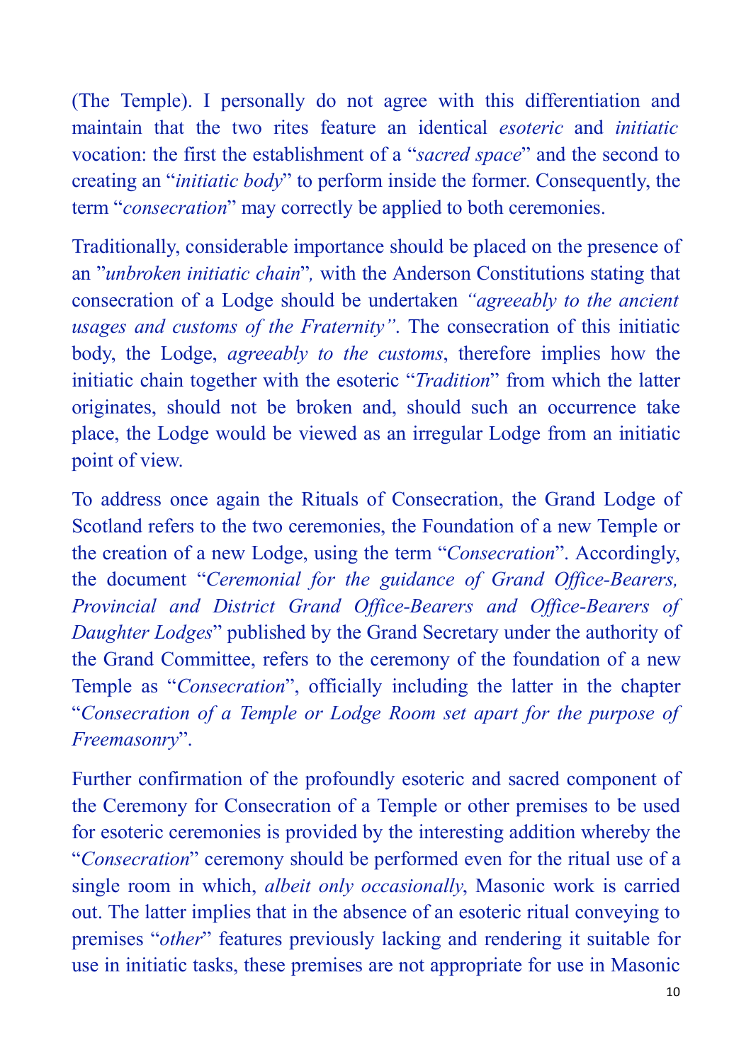(The Temple). I personally do not agree with this differentiation and maintain that the two rites feature an identical *esoteric* and *initiatic* vocation: the first the establishment of a "*sacred space*" and the second to creating an "*initiatic body*" to perform inside the former. Consequently, the term "*consecration*" may correctly be applied to both ceremonies.

Traditionally, considerable importance should be placed on the presence of an "*unbroken initiatic chain*", with the Anderson Constitutions stating that consecration of a Lodge should be undertaken *"agreeably to the ancient usages and customs of the Fraternity"*. The consecration of this initiatic body, the Lodge, *agreeably to the customs*, therefore implies how the initiatic chain together with the esoteric "*Tradition*" from which the latter originates, should not be broken and, should such an occurrence take place, the Lodge would be viewed as an irregular Lodge from an initiatic point of view.

To address once again the Rituals of Consecration, the Grand Lodge of Scotland refers to the two ceremonies, the Foundation of a new Temple or the creation of a new Lodge, using the term "*Consecration*". Accordingly, the document "*Ceremonial for the guidance of Grand Office-Bearers, Provincial and District Grand Office-Bearers and Office-Bearers of Daughter Lodges*" published by the Grand Secretary under the authority of the Grand Committee, refers to the ceremony of the foundation of a new Temple as "*Consecration*", officially including the latter in the chapter "*Consecration of a Temple or Lodge Room set apart for the purpose of Freemasonry*".

Further confirmation of the profoundly esoteric and sacred component of the Ceremony for Consecration of a Temple or other premises to be used for esoteric ceremonies is provided by the interesting addition whereby the "*Consecration*" ceremony should be performed even for the ritual use of a single room in which, *albeit only occasionally*, Masonic work is carried out. The latter implies that in the absence of an esoteric ritual conveying to premises "*other*" features previously lacking and rendering it suitable for use in initiatic tasks, these premises are not appropriate for use in Masonic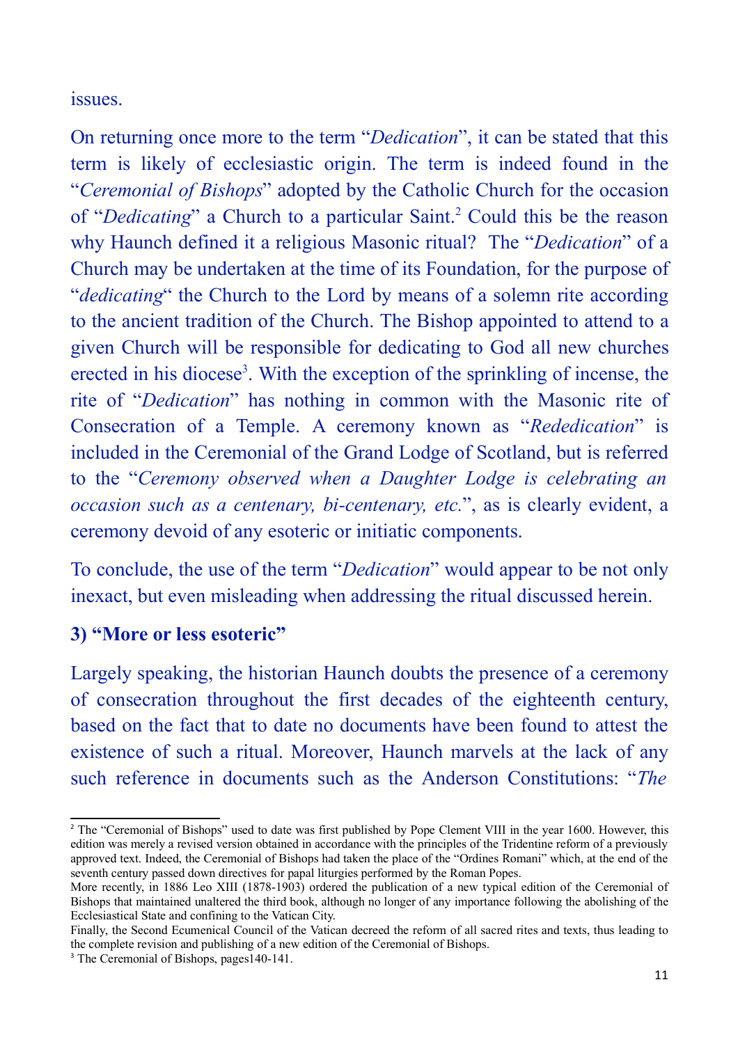issues.

On returning once more to the term “*Dedication*”, it can be stated that this term is likely of ecclesiastic origin. The term is indeed found in the “*Ceremonial of Bishops*” adopted by the Catholic Church for the occasion of “*Dedicating*” a Church to a particular Saint.[2] Could this be the reason why Haunch defined it a religious Masonic ritual? The “*Dedication*” of a Church may be undertaken at the time of its Foundation, for the purpose of “*dedicating*“ the Church to the Lord by means of a solemn rite according to the ancient tradition of the Church. The Bishop appointed to attend to a given Church will be responsible for dedicating to God all new churches erected in his diocese[3]. With the exception of the sprinkling of incense, the rite of “*Dedication*” has nothing in common with the Masonic rite of Consecration of a Temple. A ceremony known as “*Rededication*” is included in the Ceremonial of the Grand Lodge of Scotland, but is referred to the “*Ceremony observed when a Daughter Lodge is celebrating an occasion such as a centenary, bi-centenary, etc.*”, as is clearly evident, a ceremony devoid of any esoteric or initiatic components.

To conclude, the use of the term “*Dedication*” would appear to be not only inexact, but even misleading when addressing the ritual discussed herein.

### 3) “More or less esoteric”

Largely speaking, the historian Haunch doubts the presence of a ceremony of consecration throughout the first decades of the eighteenth century, based on the fact that to date no documents have been found to attest the existence of such a ritual. Moreover, Haunch marvels at the lack of any such reference in documents such as the Anderson Constitutions: “*The*

---

[2] The “Ceremonial of Bishops” used to date was first published by Pope Clement VIII in the year 1600. However, this edition was merely a revised version obtained in accordance with the principles of the Tridentine reform of a previously approved text. Indeed, the Ceremonial of Bishops had taken the place of the “Ordines Romani” which, at the end of the seventh century passed down directives for papal liturgies performed by the Roman Popes.
More recently, in 1886 Leo XIII (1878-1903) ordered the publication of a new typical edition of the Ceremonial of Bishops that maintained unaltered the third book, although no longer of any importance following the abolishing of the Ecclesiastical State and confining to the Vatican City.
Finally, the Second Ecumenical Council of the Vatican decreed the reform of all sacred rites and texts, thus leading to the complete revision and publishing of a new edition of the Ceremonial of Bishops.

[3] The Ceremonial of Bishops, pages140-141.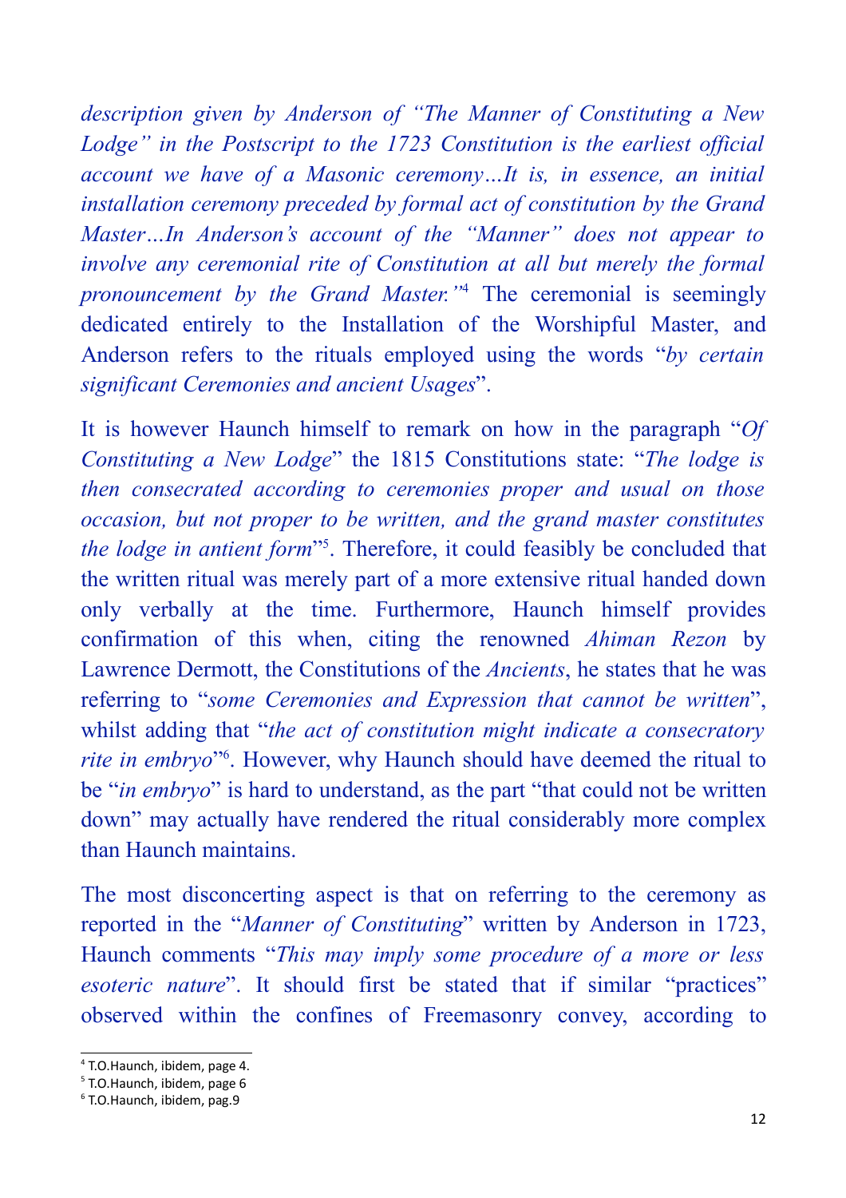*description given by Anderson of "The Manner of Constituting a New Lodge" in the Postscript to the 1723 Constitution is the earliest official account we have of a Masonic ceremony…It is, in essence, an initial installation ceremony preceded by formal act of constitution by the Grand Master…In Anderson's account of the "Manner" does not appear to involve any ceremonial rite of Constitution at all but merely the formal pronouncement by the Grand Master."*[4] The ceremonial is seemingly dedicated entirely to the Installation of the Worshipful Master, and Anderson refers to the rituals employed using the words "*by certain significant Ceremonies and ancient Usages*".

It is however Haunch himself to remark on how in the paragraph "*Of Constituting a New Lodge*" the 1815 Constitutions state: "*The lodge is then consecrated according to ceremonies proper and usual on those occasion, but not proper to be written, and the grand master constitutes the lodge in antient form*"[5]. Therefore, it could feasibly be concluded that the written ritual was merely part of a more extensive ritual handed down only verbally at the time. Furthermore, Haunch himself provides confirmation of this when, citing the renowned *Ahiman Rezon* by Lawrence Dermott, the Constitutions of the *Ancients*, he states that he was referring to "*some Ceremonies and Expression that cannot be written*", whilst adding that "*the act of constitution might indicate a consecratory rite in embryo*"[6]. However, why Haunch should have deemed the ritual to be "*in embryo*" is hard to understand, as the part "that could not be written down" may actually have rendered the ritual considerably more complex than Haunch maintains.

The most disconcerting aspect is that on referring to the ceremony as reported in the "*Manner of Constituting*" written by Anderson in 1723, Haunch comments "*This may imply some procedure of a more or less esoteric nature*". It should first be stated that if similar "practices" observed within the confines of Freemasonry convey, according to

---

[4] T.O.Haunch, ibidem, page 4.

[5] T.O.Haunch, ibidem, page 6

[6] T.O.Haunch, ibidem, pag.9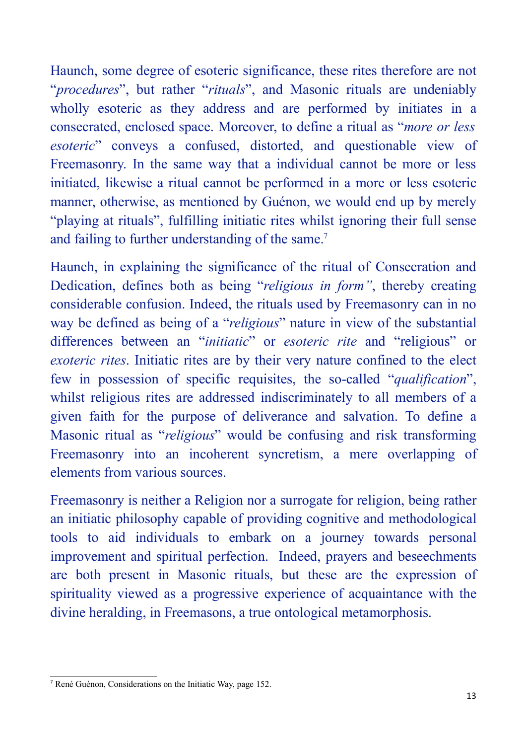Haunch, some degree of esoteric significance, these rites therefore are not "*procedures*", but rather "*rituals*", and Masonic rituals are undeniably wholly esoteric as they address and are performed by initiates in a consecrated, enclosed space. Moreover, to define a ritual as "*more or less esoteric*" conveys a confused, distorted, and questionable view of Freemasonry. In the same way that a individual cannot be more or less initiated, likewise a ritual cannot be performed in a more or less esoteric manner, otherwise, as mentioned by Guénon, we would end up by merely "playing at rituals", fulfilling initiatic rites whilst ignoring their full sense and failing to further understanding of the same.[7]

Haunch, in explaining the significance of the ritual of Consecration and Dedication, defines both as being "*religious in form"*, thereby creating considerable confusion. Indeed, the rituals used by Freemasonry can in no way be defined as being of a "*religious*" nature in view of the substantial differences between an "*initiatic*" or *esoteric rite* and "religious" or *exoteric rites*. Initiatic rites are by their very nature confined to the elect few in possession of specific requisites, the so-called "*qualification*", whilst religious rites are addressed indiscriminately to all members of a given faith for the purpose of deliverance and salvation. To define a Masonic ritual as "*religious*" would be confusing and risk transforming Freemasonry into an incoherent syncretism, a mere overlapping of elements from various sources.

Freemasonry is neither a Religion nor a surrogate for religion, being rather an initiatic philosophy capable of providing cognitive and methodological tools to aid individuals to embark on a journey towards personal improvement and spiritual perfection. Indeed, prayers and beseechments are both present in Masonic rituals, but these are the expression of spirituality viewed as a progressive experience of acquaintance with the divine heralding, in Freemasons, a true ontological metamorphosis.

---

[7] René Guénon, Considerations on the Initiatic Way, page 152.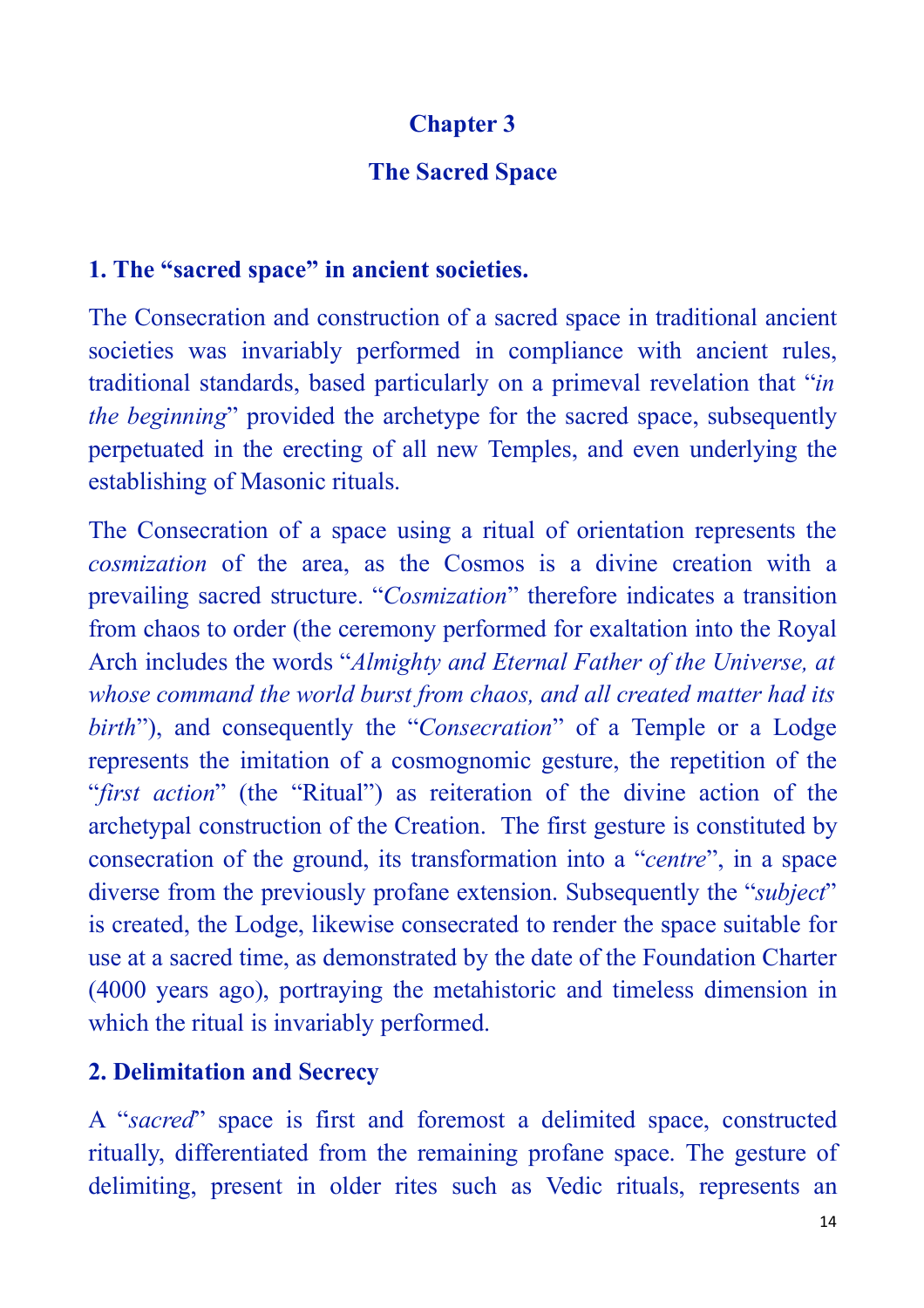# Chapter 3

# The Sacred Space

## 1. The "sacred space" in ancient societies.

The Consecration and construction of a sacred space in traditional ancient societies was invariably performed in compliance with ancient rules, traditional standards, based particularly on a primeval revelation that "*in the beginning*" provided the archetype for the sacred space, subsequently perpetuated in the erecting of all new Temples, and even underlying the establishing of Masonic rituals.

The Consecration of a space using a ritual of orientation represents the *cosmization* of the area, as the Cosmos is a divine creation with a prevailing sacred structure. "*Cosmization*" therefore indicates a transition from chaos to order (the ceremony performed for exaltation into the Royal Arch includes the words "*Almighty and Eternal Father of the Universe, at whose command the world burst from chaos, and all created matter had its birth*"), and consequently the "*Consecration*" of a Temple or a Lodge represents the imitation of a cosmognomic gesture, the repetition of the "*first action*" (the "Ritual") as reiteration of the divine action of the archetypal construction of the Creation. The first gesture is constituted by consecration of the ground, its transformation into a "*centre*", in a space diverse from the previously profane extension. Subsequently the "*subject*" is created, the Lodge, likewise consecrated to render the space suitable for use at a sacred time, as demonstrated by the date of the Foundation Charter (4000 years ago), portraying the metahistoric and timeless dimension in which the ritual is invariably performed.

## 2. Delimitation and Secrecy

A "*sacred*" space is first and foremost a delimited space, constructed ritually, differentiated from the remaining profane space. The gesture of delimiting, present in older rites such as Vedic rituals, represents an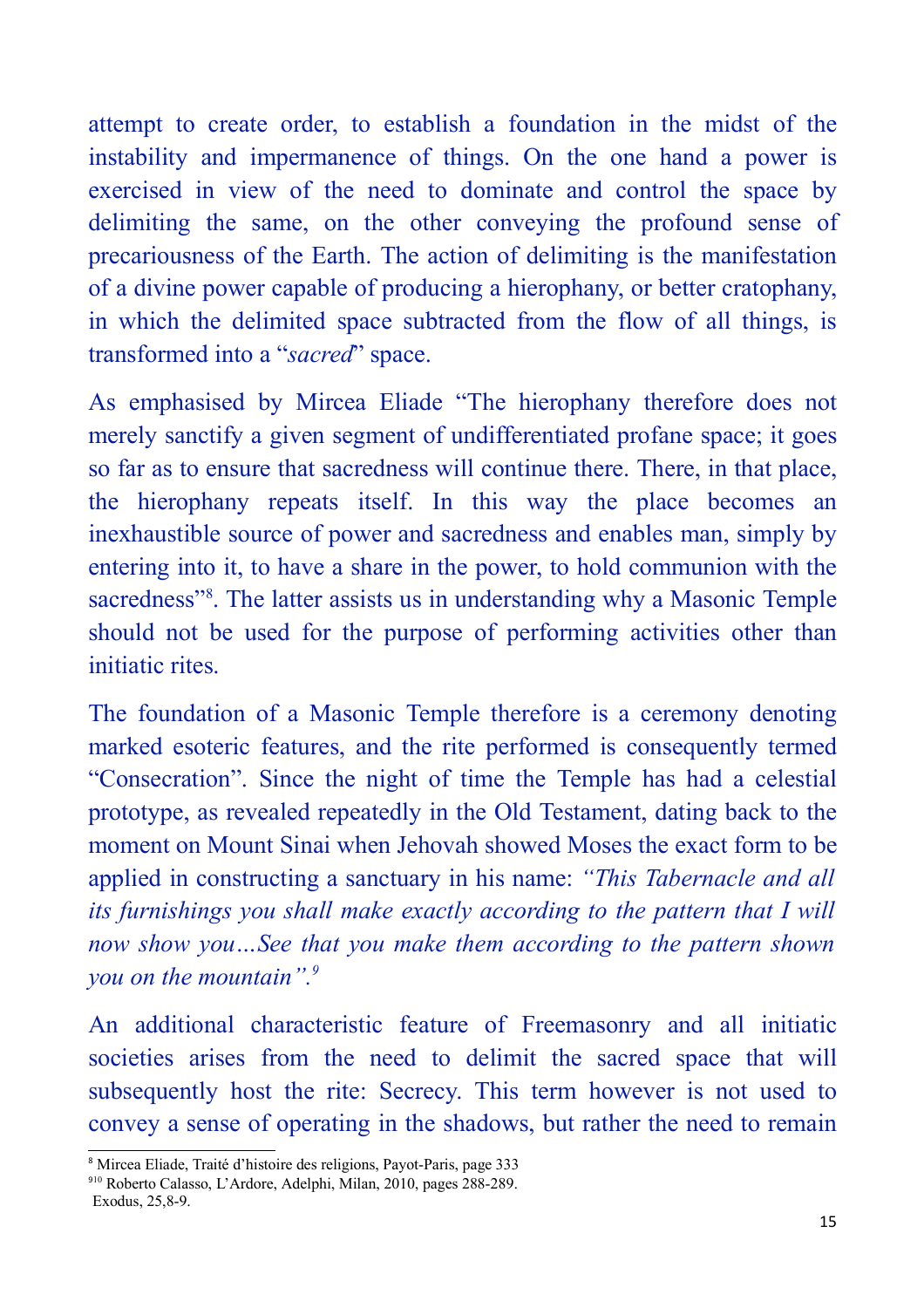attempt to create order, to establish a foundation in the midst of the instability and impermanence of things. On the one hand a power is exercised in view of the need to dominate and control the space by delimiting the same, on the other conveying the profound sense of precariousness of the Earth. The action of delimiting is the manifestation of a divine power capable of producing a hierophany, or better cratophany, in which the delimited space subtracted from the flow of all things, is transformed into a "*sacred*" space.

As emphasised by Mircea Eliade "The hierophany therefore does not merely sanctify a given segment of undifferentiated profane space; it goes so far as to ensure that sacredness will continue there. There, in that place, the hierophany repeats itself. In this way the place becomes an inexhaustible source of power and sacredness and enables man, simply by entering into it, to have a share in the power, to hold communion with the sacredness"[8]. The latter assists us in understanding why a Masonic Temple should not be used for the purpose of performing activities other than initiatic rites.

The foundation of a Masonic Temple therefore is a ceremony denoting marked esoteric features, and the rite performed is consequently termed "Consecration". Since the night of time the Temple has had a celestial prototype, as revealed repeatedly in the Old Testament, dating back to the moment on Mount Sinai when Jehovah showed Moses the exact form to be applied in constructing a sanctuary in his name: *"This Tabernacle and all its furnishings you shall make exactly according to the pattern that I will now show you…See that you make them according to the pattern shown you on the mountain".*[9]

An additional characteristic feature of Freemasonry and all initiatic societies arises from the need to delimit the sacred space that will subsequently host the rite: Secrecy. This term however is not used to convey a sense of operating in the shadows, but rather the need to remain

---

[8] Mircea Eliade, Traité d'histoire des religions, Payot-Paris, page 333

[910] Roberto Calasso, L'Ardore, Adelphi, Milan, 2010, pages 288-289.
Exodus, 25,8-9.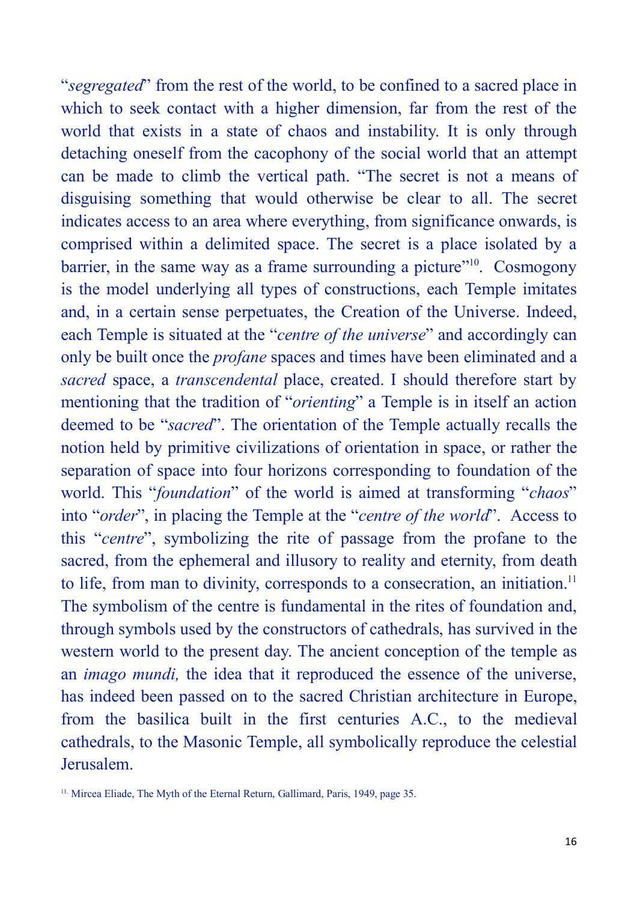"*segregated*" from the rest of the world, to be confined to a sacred place in which to seek contact with a higher dimension, far from the rest of the world that exists in a state of chaos and instability. It is only through detaching oneself from the cacophony of the social world that an attempt can be made to climb the vertical path. "The secret is not a means of disguising something that would otherwise be clear to all. The secret indicates access to an area where everything, from significance onwards, is comprised within a delimited space. The secret is a place isolated by a barrier, in the same way as a frame surrounding a picture"[10]. Cosmogony is the model underlying all types of constructions, each Temple imitates and, in a certain sense perpetuates, the Creation of the Universe. Indeed, each Temple is situated at the "*centre of the universe*" and accordingly can only be built once the *profane* spaces and times have been eliminated and a *sacred* space, a *transcendental* place, created. I should therefore start by mentioning that the tradition of "*orienting*" a Temple is in itself an action deemed to be "*sacred*". The orientation of the Temple actually recalls the notion held by primitive civilizations of orientation in space, or rather the separation of space into four horizons corresponding to foundation of the world. This "*foundation*" of the world is aimed at transforming "*chaos*" into "*order*", in placing the Temple at the "*centre of the world*". Access to this "*centre*", symbolizing the rite of passage from the profane to the sacred, from the ephemeral and illusory to reality and eternity, from death to life, from man to divinity, corresponds to a consecration, an initiation.[11] The symbolism of the centre is fundamental in the rites of foundation and, through symbols used by the constructors of cathedrals, has survived in the western world to the present day. The ancient conception of the temple as an *imago mundi,* the idea that it reproduced the essence of the universe, has indeed been passed on to the sacred Christian architecture in Europe, from the basilica built in the first centuries A.C., to the medieval cathedrals, to the Masonic Temple, all symbolically reproduce the celestial Jerusalem.

[11] Mircea Eliade, The Myth of the Eternal Return, Gallimard, Paris, 1949, page 35.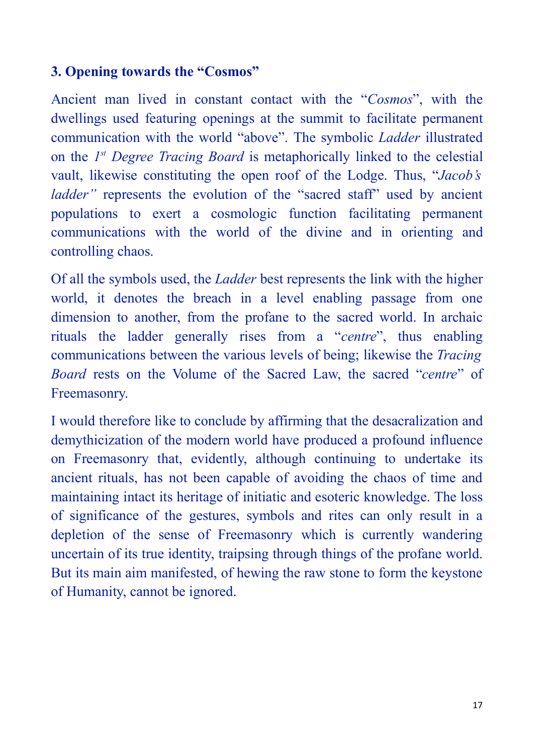### 3. Opening towards the "Cosmos"

Ancient man lived in constant contact with the "*Cosmos*", with the dwellings used featuring openings at the summit to facilitate permanent communication with the world "above". The symbolic *Ladder* illustrated on the *1st Degree Tracing Board* is metaphorically linked to the celestial vault, likewise constituting the open roof of the Lodge. Thus, "*Jacob's ladder"* represents the evolution of the "sacred staff" used by ancient populations to exert a cosmologic function facilitating permanent communications with the world of the divine and in orienting and controlling chaos.

Of all the symbols used, the *Ladder* best represents the link with the higher world, it denotes the breach in a level enabling passage from one dimension to another, from the profane to the sacred world. In archaic rituals the ladder generally rises from a "*centre*", thus enabling communications between the various levels of being; likewise the *Tracing Board* rests on the Volume of the Sacred Law, the sacred "*centre*" of Freemasonry.

I would therefore like to conclude by affirming that the desacralization and demythicization of the modern world have produced a profound influence on Freemasonry that, evidently, although continuing to undertake its ancient rituals, has not been capable of avoiding the chaos of time and maintaining intact its heritage of initiatic and esoteric knowledge. The loss of significance of the gestures, symbols and rites can only result in a depletion of the sense of Freemasonry which is currently wandering uncertain of its true identity, traipsing through things of the profane world. But its main aim manifested, of hewing the raw stone to form the keystone of Humanity, cannot be ignored.